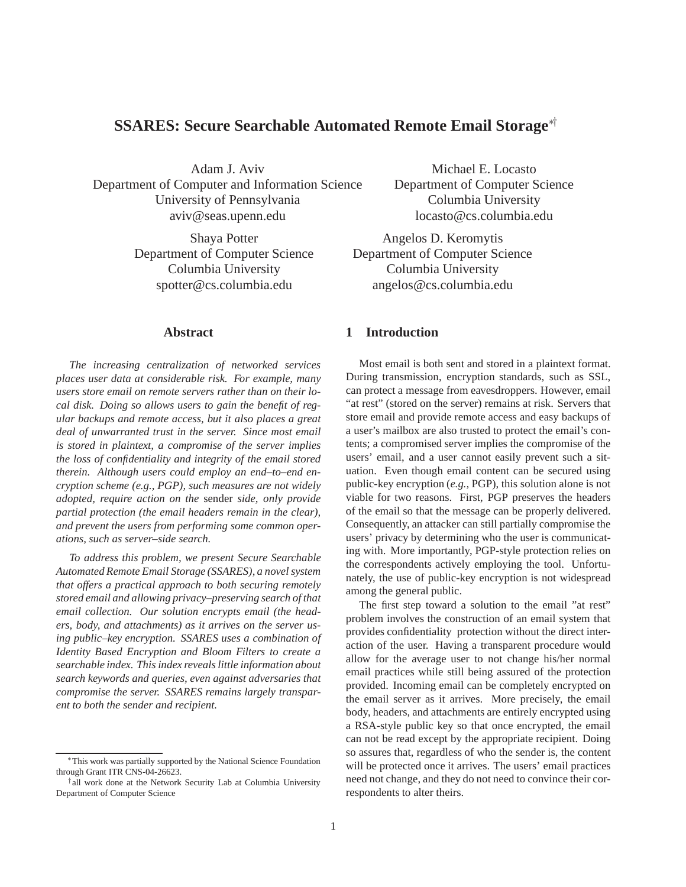# SSARES: Secure Searchable Automated Remote Email Storage[*†]

Adam J. Aviv
Department of Computer and Information Science
University of Pennsylvania
aviv@seas.upenn.edu

Michael E. Locasto
Department of Computer Science
Columbia University
locasto@cs.columbia.edu

Shaya Potter
Department of Computer Science
Columbia University
spotter@cs.columbia.edu

Angelos D. Keromytis
Department of Computer Science
Columbia University
angelos@cs.columbia.edu

## Abstract

*The increasing centralization of networked services places user data at considerable risk. For example, many users store email on remote servers rather than on their local disk. Doing so allows users to gain the benefit of regular backups and remote access, but it also places a great deal of unwarranted trust in the server. Since most email is stored in plaintext, a compromise of the server implies the loss of confidentiality and integrity of the email stored therein. Although users could employ an end–to–end encryption scheme (e.g., PGP), such measures are not widely adopted, require action on the* sender *side, only provide partial protection (the email headers remain in the clear), and prevent the users from performing some common operations, such as server–side search.*

*To address this problem, we present Secure Searchable Automated Remote Email Storage (SSARES), a novel system that offers a practical approach to both securing remotely stored email and allowing privacy–preserving search of that email collection. Our solution encrypts email (the headers, body, and attachments) as it arrives on the server using public–key encryption. SSARES uses a combination of Identity Based Encryption and Bloom Filters to create a searchable index. This index reveals little information about search keywords and queries, even against adversaries that compromise the server. SSARES remains largely transparent to both the sender and recipient.*

## 1 Introduction

Most email is both sent and stored in a plaintext format. During transmission, encryption standards, such as SSL, can protect a message from eavesdroppers. However, email "at rest" (stored on the server) remains at risk. Servers that store email and provide remote access and easy backups of a user's mailbox are also trusted to protect the email's contents; a compromised server implies the compromise of the users' email, and a user cannot easily prevent such a situation. Even though email content can be secured using public-key encryption (*e.g.*, PGP), this solution alone is not viable for two reasons. First, PGP preserves the headers of the email so that the message can be properly delivered. Consequently, an attacker can still partially compromise the users' privacy by determining who the user is communicating with. More importantly, PGP-style protection relies on the correspondents actively employing the tool. Unfortunately, the use of public-key encryption is not widespread among the general public.

The first step toward a solution to the email "at rest" problem involves the construction of an email system that provides confidentiality protection without the direct interaction of the user. Having a transparent procedure would allow for the average user to not change his/her normal email practices while still being assured of the protection provided. Incoming email can be completely encrypted on the email server as it arrives. More precisely, the email body, headers, and attachments are entirely encrypted using a RSA-style public key so that once encrypted, the email can not be read except by the appropriate recipient. Doing so assures that, regardless of who the sender is, the content will be protected once it arrives. The users' email practices need not change, and they do not need to convince their correspondents to alter theirs.

[*] This work was partially supported by the National Science Foundation through Grant ITR CNS-04-26623.

[†] all work done at the Network Security Lab at Columbia University Department of Computer Science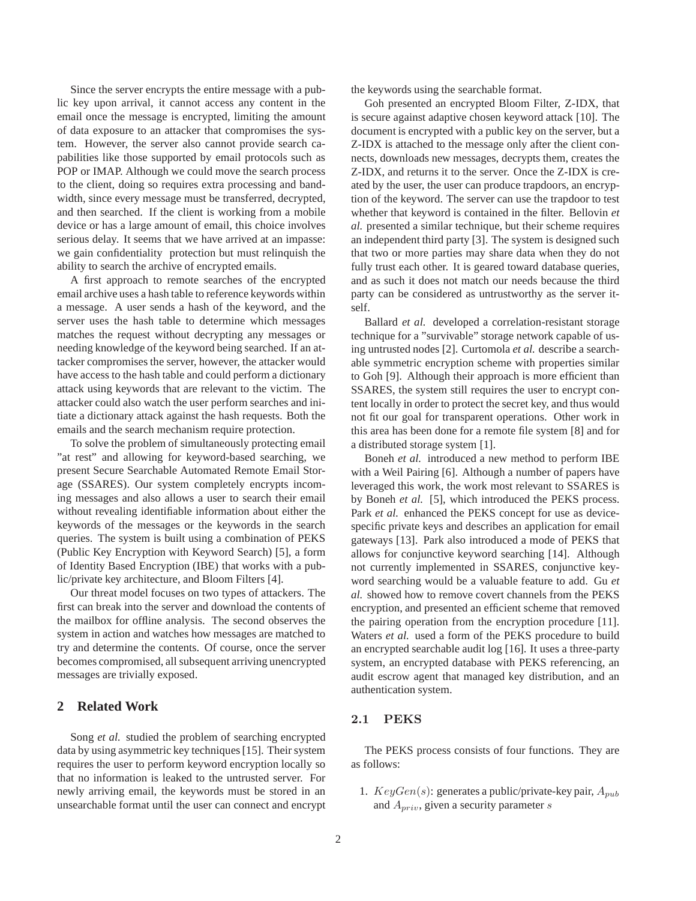Since the server encrypts the entire message with a public key upon arrival, it cannot access any content in the email once the message is encrypted, limiting the amount of data exposure to an attacker that compromises the system. However, the server also cannot provide search capabilities like those supported by email protocols such as POP or IMAP. Although we could move the search process to the client, doing so requires extra processing and bandwidth, since every message must be transferred, decrypted, and then searched. If the client is working from a mobile device or has a large amount of email, this choice involves serious delay. It seems that we have arrived at an impasse: we gain confidentiality protection but must relinquish the ability to search the archive of encrypted emails.

A first approach to remote searches of the encrypted email archive uses a hash table to reference keywords within a message. A user sends a hash of the keyword, and the server uses the hash table to determine which messages matches the request without decrypting any messages or needing knowledge of the keyword being searched. If an attacker compromises the server, however, the attacker would have access to the hash table and could perform a dictionary attack using keywords that are relevant to the victim. The attacker could also watch the user perform searches and initiate a dictionary attack against the hash requests. Both the emails and the search mechanism require protection.

To solve the problem of simultaneously protecting email "at rest" and allowing for keyword-based searching, we present Secure Searchable Automated Remote Email Storage (SSARES). Our system completely encrypts incoming messages and also allows a user to search their email without revealing identifiable information about either the keywords of the messages or the keywords in the search queries. The system is built using a combination of PEKS (Public Key Encryption with Keyword Search) [5], a form of Identity Based Encryption (IBE) that works with a public/private key architecture, and Bloom Filters [4].

Our threat model focuses on two types of attackers. The first can break into the server and download the contents of the mailbox for offline analysis. The second observes the system in action and watches how messages are matched to try and determine the contents. Of course, once the server becomes compromised, all subsequent arriving unencrypted messages are trivially exposed.

## 2 Related Work

Song *et al.* studied the problem of searching encrypted data by using asymmetric key techniques [15]. Their system requires the user to perform keyword encryption locally so that no information is leaked to the untrusted server. For newly arriving email, the keywords must be stored in an unsearchable format until the user can connect and encrypt the keywords using the searchable format.

Goh presented an encrypted Bloom Filter, Z-IDX, that is secure against adaptive chosen keyword attack [10]. The document is encrypted with a public key on the server, but a Z-IDX is attached to the message only after the client connects, downloads new messages, decrypts them, creates the Z-IDX, and returns it to the server. Once the Z-IDX is created by the user, the user can produce trapdoors, an encryption of the keyword. The server can use the trapdoor to test whether that keyword is contained in the filter. Bellovin *et al.* presented a similar technique, but their scheme requires an independent third party [3]. The system is designed such that two or more parties may share data when they do not fully trust each other. It is geared toward database queries, and as such it does not match our needs because the third party can be considered as untrustworthy as the server itself.

Ballard *et al.* developed a correlation-resistant storage technique for a "survivable" storage network capable of using untrusted nodes [2]. Curtomola *et al.* describe a searchable symmetric encryption scheme with properties similar to Goh [9]. Although their approach is more efficient than SSARES, the system still requires the user to encrypt content locally in order to protect the secret key, and thus would not fit our goal for transparent operations. Other work in this area has been done for a remote file system [8] and for a distributed storage system [1].

Boneh *et al.* introduced a new method to perform IBE with a Weil Pairing [6]. Although a number of papers have leveraged this work, the work most relevant to SSARES is by Boneh *et al.* [5], which introduced the PEKS process. Park *et al.* enhanced the PEKS concept for use as device-specific private keys and describes an application for email gateways [13]. Park also introduced a mode of PEKS that allows for conjunctive keyword searching [14]. Although not currently implemented in SSARES, conjunctive keyword searching would be a valuable feature to add. Gu *et al.* showed how to remove covert channels from the PEKS encryption, and presented an efficient scheme that removed the pairing operation from the encryption procedure [11]. Waters *et al.* used a form of the PEKS procedure to build an encrypted searchable audit log [16]. It uses a three-party system, an encrypted database with PEKS referencing, an audit escrow agent that managed key distribution, and an authentication system.

### 2.1 PEKS

The PEKS process consists of four functions. They are as follows:

1. $KeyGen(s)$: generates a public/private-key pair, $A_{pub}$ and $A_{priv}$, given a security parameter $s$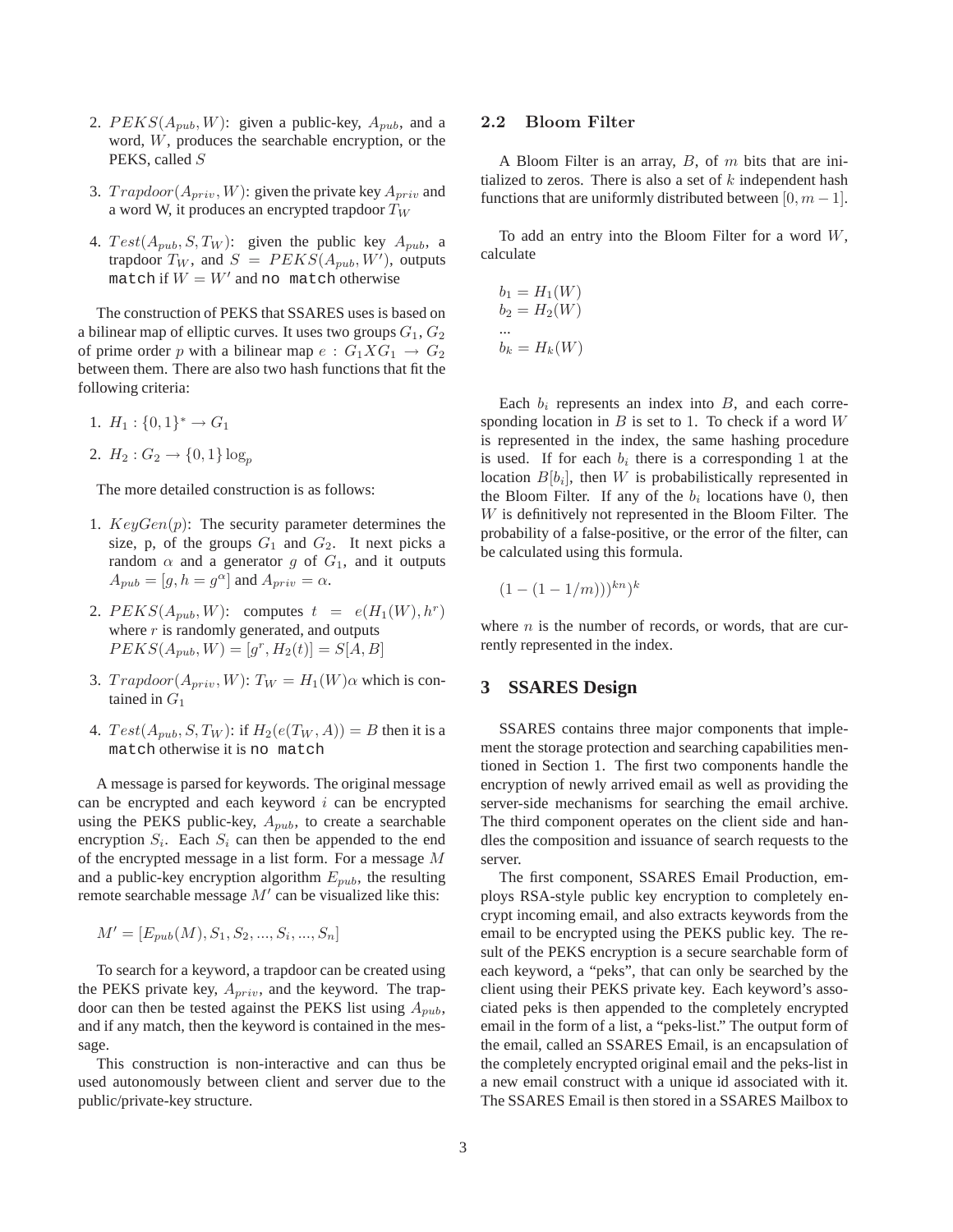2. $PEKS(A_{pub}, W)$: given a public-key, $A_{pub}$, and a word, $W$, produces the searchable encryption, or the PEKS, called $S$

3. $Trapdoor(A_{priv}, W)$: given the private key $A_{priv}$ and a word W, it produces an encrypted trapdoor $T_W$

4. $Test(A_{pub}, S, T_W)$: given the public key $A_{pub}$, a trapdoor $T_W$, and $S = PEKS(A_{pub}, W')$, outputs `match` if $W = W'$ and `no match` otherwise

The construction of PEKS that SSARES uses is based on a bilinear map of elliptic curves. It uses two groups $G_1, G_2$ of prime order $p$ with a bilinear map $e : G_1 X G_1 \rightarrow G_2$ between them. There are also two hash functions that fit the following criteria:

1. $H_1 : \{0,1\}^* \rightarrow G_1$

2. $H_2 : G_2 \rightarrow \{0,1\} \log_p$

The more detailed construction is as follows:

1. $KeyGen(p)$: The security parameter determines the size, p, of the groups $G_1$ and $G_2$. It next picks a random $\alpha$ and a generator $g$ of $G_1$, and it outputs $A_{pub} = [g, h = g^{\alpha}]$ and $A_{priv} = \alpha$.

2. $PEKS(A_{pub}, W)$: computes $t = e(H_1(W), h^r)$ where $r$ is randomly generated, and outputs $PEKS(A_{pub}, W) = [g^r, H_2(t)] = S[A, B]$

3. $Trapdoor(A_{priv}, W)$: $T_W = H_1(W)\alpha$ which is contained in $G_1$

4. $Test(A_{pub}, S, T_W)$: if $H_2(e(T_W, A)) = B$ then it is a `match` otherwise it is `no match`

A message is parsed for keywords. The original message can be encrypted and each keyword $i$ can be encrypted using the PEKS public-key, $A_{pub}$, to create a searchable encryption $S_i$. Each $S_i$ can then be appended to the end of the encrypted message in a list form. For a message $M$ and a public-key encryption algorithm $E_{pub}$, the resulting remote searchable message $M'$ can be visualized like this:

$$M' = [E_{pub}(M), S_1, S_2, ..., S_i, ..., S_n]$$

To search for a keyword, a trapdoor can be created using the PEKS private key, $A_{priv}$, and the keyword. The trapdoor can then be tested against the PEKS list using $A_{pub}$, and if any match, then the keyword is contained in the message.

This construction is non-interactive and can thus be used autonomously between client and server due to the public/private-key structure.

## 2.2 Bloom Filter

A Bloom Filter is an array, $B$, of $m$ bits that are initialized to zeros. There is also a set of $k$ independent hash functions that are uniformly distributed between $[0, m-1]$.

To add an entry into the Bloom Filter for a word $W$, calculate

$$b_1 = H_1(W)$$
$$b_2 = H_2(W)$$
$$...$$
$$b_k = H_k(W)$$

Each $b_i$ represents an index into $B$, and each corresponding location in $B$ is set to 1. To check if a word $W$ is represented in the index, the same hashing procedure is used. If for each $b_i$ there is a corresponding 1 at the location $B[b_i]$, then $W$ is probabilistically represented in the Bloom Filter. If any of the $b_i$ locations have 0, then $W$ is definitively not represented in the Bloom Filter. The probability of a false-positive, or the error of the filter, can be calculated using this formula.

$$(1 - (1 - 1/m)))^{kn})^k$$

where $n$ is the number of records, or words, that are currently represented in the index.

# 3 SSARES Design

SSARES contains three major components that implement the storage protection and searching capabilities mentioned in Section 1. The first two components handle the encryption of newly arrived email as well as providing the server-side mechanisms for searching the email archive. The third component operates on the client side and handles the composition and issuance of search requests to the server.

The first component, SSARES Email Production, employs RSA-style public key encryption to completely encrypt incoming email, and also extracts keywords from the email to be encrypted using the PEKS public key. The result of the PEKS encryption is a secure searchable form of each keyword, a "peks", that can only be searched by the client using their PEKS private key. Each keyword's associated peks is then appended to the completely encrypted email in the form of a list, a "peks-list." The output form of the email, called an SSARES Email, is an encapsulation of the completely encrypted original email and the peks-list in a new email construct with a unique id associated with it. The SSARES Email is then stored in a SSARES Mailbox to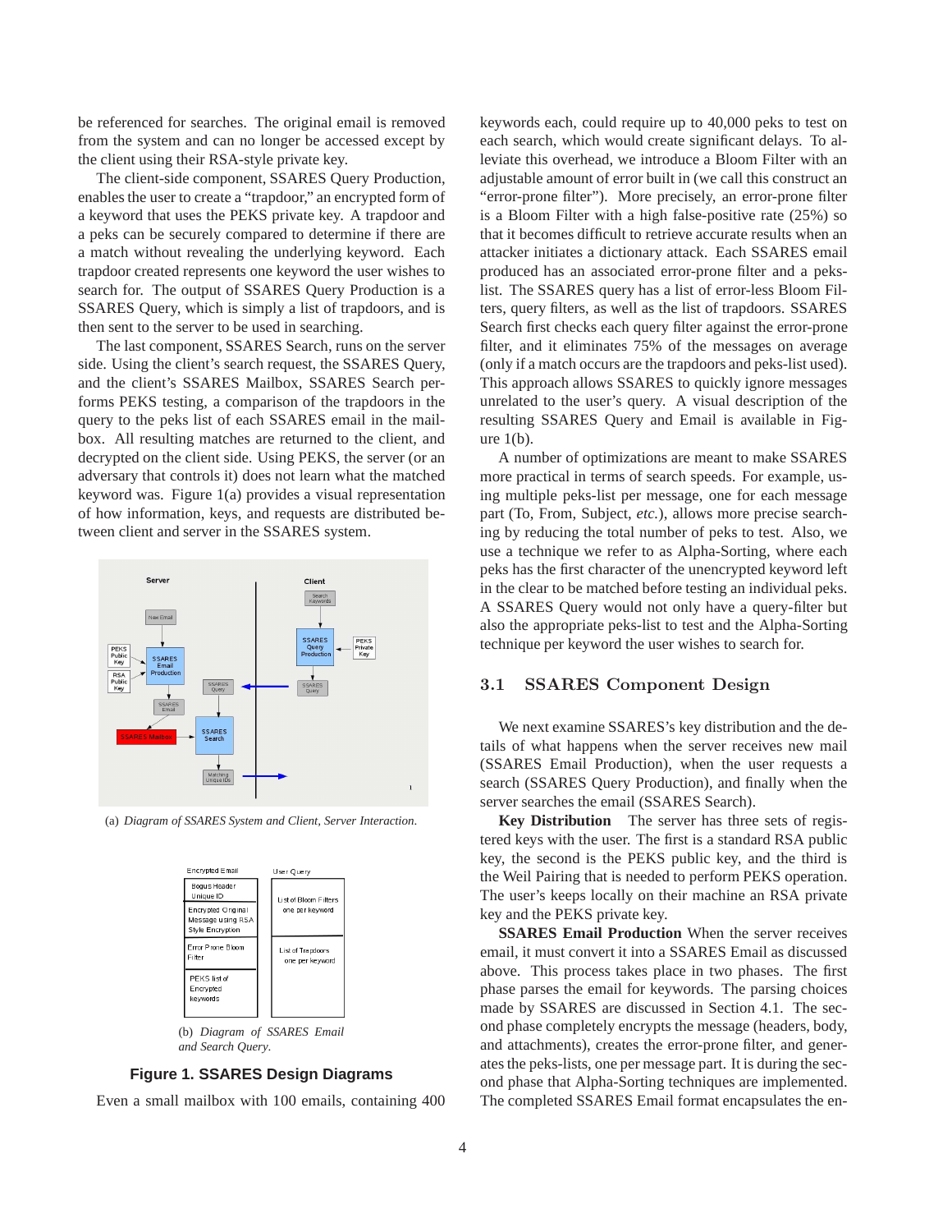be referenced for searches. The original email is removed from the system and can no longer be accessed except by the client using their RSA-style private key.

The client-side component, SSARES Query Production, enables the user to create a "trapdoor," an encrypted form of a keyword that uses the PEKS private key. A trapdoor and a peks can be securely compared to determine if there are a match without revealing the underlying keyword. Each trapdoor created represents one keyword the user wishes to search for. The output of SSARES Query Production is a SSARES Query, which is simply a list of trapdoors, and is then sent to the server to be used in searching.

The last component, SSARES Search, runs on the server side. Using the client's search request, the SSARES Query, and the client's SSARES Mailbox, SSARES Search performs PEKS testing, a comparison of the trapdoors in the query to the peks list of each SSARES email in the mailbox. All resulting matches are returned to the client, and decrypted on the client side. Using PEKS, the server (or an adversary that controls it) does not learn what the matched keyword was. Figure 1(a) provides a visual representation of how information, keys, and requests are distributed between client and server in the SSARES system.

(a) *Diagram of SSARES System and Client, Server Interaction.*

(b) *Diagram of SSARES Email and Search Query.*

**Figure 1. SSARES Design Diagrams**

Even a small mailbox with 100 emails, containing 400 keywords each, could require up to 40,000 peks to test on each search, which would create significant delays. To alleviate this overhead, we introduce a Bloom Filter with an adjustable amount of error built in (we call this construct an "error-prone filter"). More precisely, an error-prone filter is a Bloom Filter with a high false-positive rate (25%) so that it becomes difficult to retrieve accurate results when an attacker initiates a dictionary attack. Each SSARES email produced has an associated error-prone filter and a peks-list. The SSARES query has a list of error-less Bloom Filters, query filters, as well as the list of trapdoors. SSARES Search first checks each query filter against the error-prone filter, and it eliminates 75% of the messages on average (only if a match occurs are the trapdoors and peks-list used). This approach allows SSARES to quickly ignore messages unrelated to the user's query. A visual description of the resulting SSARES Query and Email is available in Figure 1(b).

A number of optimizations are meant to make SSARES more practical in terms of search speeds. For example, using multiple peks-list per message, one for each message part (To, From, Subject, *etc.*), allows more precise searching by reducing the total number of peks to test. Also, we use a technique we refer to as Alpha-Sorting, where each peks has the first character of the unencrypted keyword left in the clear to be matched before testing an individual peks. A SSARES Query would not only have a query-filter but also the appropriate peks-list to test and the Alpha-Sorting technique per keyword the user wishes to search for.

## 3.1 SSARES Component Design

We next examine SSARES's key distribution and the details of what happens when the server receives new mail (SSARES Email Production), when the user requests a search (SSARES Query Production), and finally when the server searches the email (SSARES Search).

**Key Distribution** The server has three sets of registered keys with the user. The first is a standard RSA public key, the second is the PEKS public key, and the third is the Weil Pairing that is needed to perform PEKS operation. The user's keeps locally on their machine an RSA private key and the PEKS private key.

**SSARES Email Production** When the server receives email, it must convert it into a SSARES Email as discussed above. This process takes place in two phases. The first phase parses the email for keywords. The parsing choices made by SSARES are discussed in Section 4.1. The second phase completely encrypts the message (headers, body, and attachments), creates the error-prone filter, and generates the peks-lists, one per message part. It is during the second phase that Alpha-Sorting techniques are implemented. The completed SSARES Email format encapsulates the en-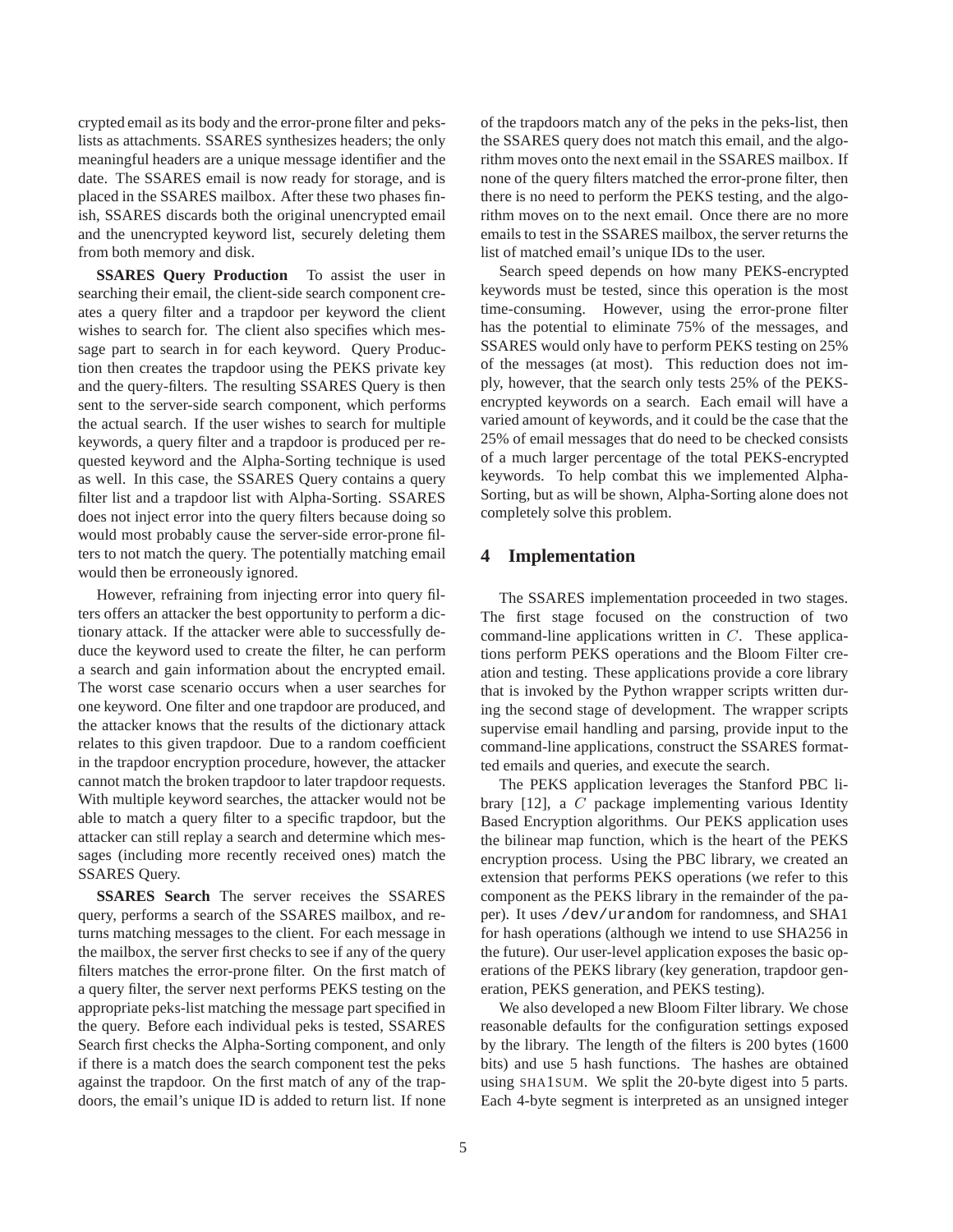crypted email as its body and the error-prone filter and peks-lists as attachments. SSARES synthesizes headers; the only meaningful headers are a unique message identifier and the date. The SSARES email is now ready for storage, and is placed in the SSARES mailbox. After these two phases finish, SSARES discards both the original unencrypted email and the unencrypted keyword list, securely deleting them from both memory and disk.

**SSARES Query Production** To assist the user in searching their email, the client-side search component creates a query filter and a trapdoor per keyword the client wishes to search for. The client also specifies which message part to search in for each keyword. Query Production then creates the trapdoor using the PEKS private key and the query-filters. The resulting SSARES Query is then sent to the server-side search component, which performs the actual search. If the user wishes to search for multiple keywords, a query filter and a trapdoor is produced per requested keyword and the Alpha-Sorting technique is used as well. In this case, the SSARES Query contains a query filter list and a trapdoor list with Alpha-Sorting. SSARES does not inject error into the query filters because doing so would most probably cause the server-side error-prone filters to not match the query. The potentially matching email would then be erroneously ignored.

However, refraining from injecting error into query filters offers an attacker the best opportunity to perform a dictionary attack. If the attacker were able to successfully deduce the keyword used to create the filter, he can perform a search and gain information about the encrypted email. The worst case scenario occurs when a user searches for one keyword. One filter and one trapdoor are produced, and the attacker knows that the results of the dictionary attack relates to this given trapdoor. Due to a random coefficient in the trapdoor encryption procedure, however, the attacker cannot match the broken trapdoor to later trapdoor requests. With multiple keyword searches, the attacker would not be able to match a query filter to a specific trapdoor, but the attacker can still replay a search and determine which messages (including more recently received ones) match the SSARES Query.

**SSARES Search** The server receives the SSARES query, performs a search of the SSARES mailbox, and returns matching messages to the client. For each message in the mailbox, the server first checks to see if any of the query filters matches the error-prone filter. On the first match of a query filter, the server next performs PEKS testing on the appropriate peks-list matching the message part specified in the query. Before each individual peks is tested, SSARES Search first checks the Alpha-Sorting component, and only if there is a match does the search component test the peks against the trapdoor. On the first match of any of the trapdoors, the email's unique ID is added to return list. If none of the trapdoors match any of the peks in the peks-list, then the SSARES query does not match this email, and the algorithm moves onto the next email in the SSARES mailbox. If none of the query filters matched the error-prone filter, then there is no need to perform the PEKS testing, and the algorithm moves on to the next email. Once there are no more emails to test in the SSARES mailbox, the server returns the list of matched email's unique IDs to the user.

Search speed depends on how many PEKS-encrypted keywords must be tested, since this operation is the most time-consuming. However, using the error-prone filter has the potential to eliminate 75% of the messages, and SSARES would only have to perform PEKS testing on 25% of the messages (at most). This reduction does not imply, however, that the search only tests 25% of the PEKS-encrypted keywords on a search. Each email will have a varied amount of keywords, and it could be the case that the 25% of email messages that do need to be checked consists of a much larger percentage of the total PEKS-encrypted keywords. To help combat this we implemented Alpha-Sorting, but as will be shown, Alpha-Sorting alone does not completely solve this problem.

# 4 Implementation

The SSARES implementation proceeded in two stages. The first stage focused on the construction of two command-line applications written in $C$. These applications perform PEKS operations and the Bloom Filter creation and testing. These applications provide a core library that is invoked by the Python wrapper scripts written during the second stage of development. The wrapper scripts supervise email handling and parsing, provide input to the command-line applications, construct the SSARES formatted emails and queries, and execute the search.

The PEKS application leverages the Stanford PBC library [12], a $C$ package implementing various Identity Based Encryption algorithms. Our PEKS application uses the bilinear map function, which is the heart of the PEKS encryption process. Using the PBC library, we created an extension that performs PEKS operations (we refer to this component as the PEKS library in the remainder of the paper). It uses `/dev/urandom` for randomness, and SHA1 for hash operations (although we intend to use SHA256 in the future). Our user-level application exposes the basic operations of the PEKS library (key generation, trapdoor generation, PEKS generation, and PEKS testing).

We also developed a new Bloom Filter library. We chose reasonable defaults for the configuration settings exposed by the library. The length of the filters is 200 bytes (1600 bits) and use 5 hash functions. The hashes are obtained using SHA1SUM. We split the 20-byte digest into 5 parts. Each 4-byte segment is interpreted as an unsigned integer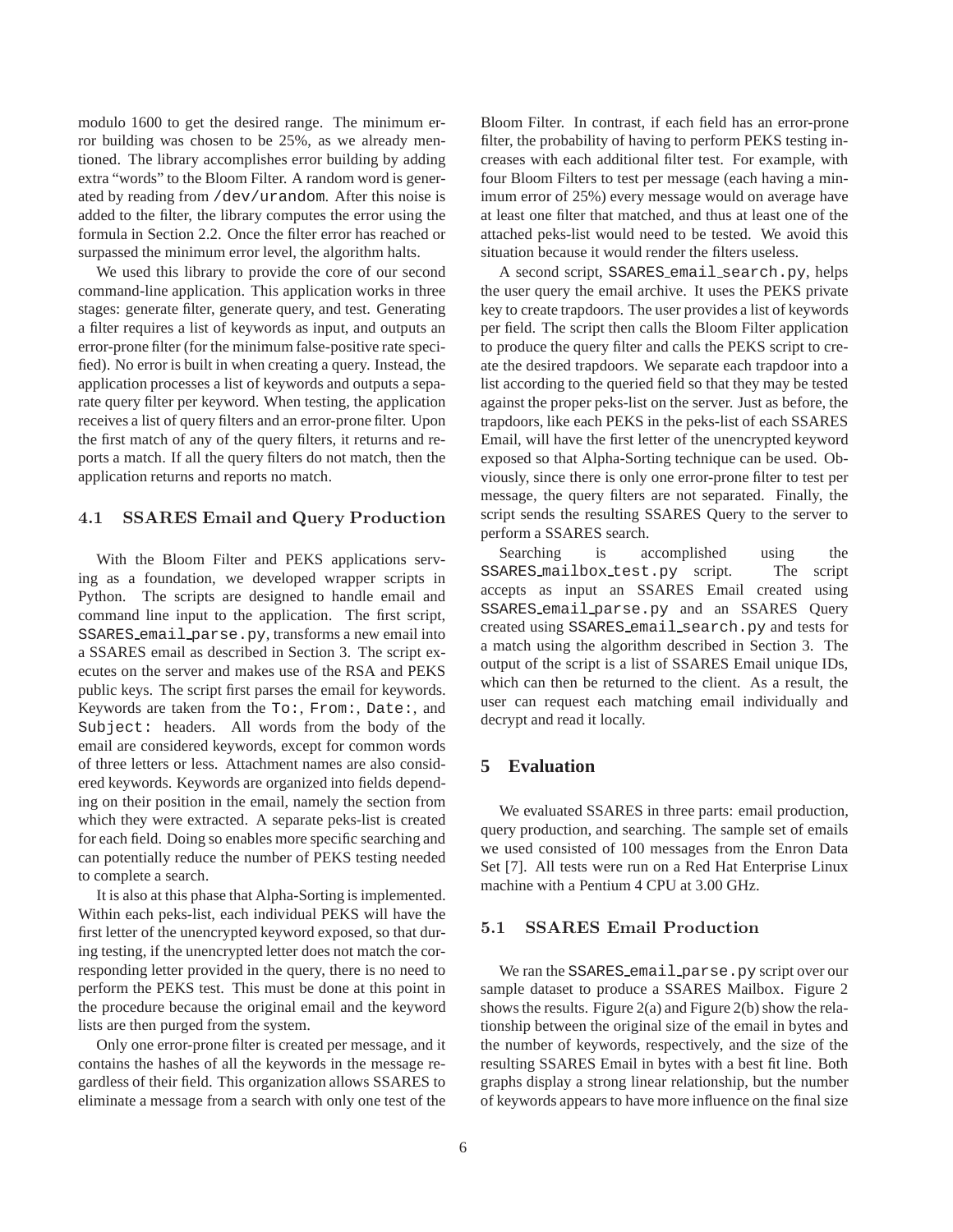modulo 1600 to get the desired range. The minimum error building was chosen to be 25%, as we already mentioned. The library accomplishes error building by adding extra "words" to the Bloom Filter. A random word is generated by reading from `/dev/urandom`. After this noise is added to the filter, the library computes the error using the formula in Section 2.2. Once the filter error has reached or surpassed the minimum error level, the algorithm halts.

We used this library to provide the core of our second command-line application. This application works in three stages: generate filter, generate query, and test. Generating a filter requires a list of keywords as input, and outputs an error-prone filter (for the minimum false-positive rate specified). No error is built in when creating a query. Instead, the application processes a list of keywords and outputs a separate query filter per keyword. When testing, the application receives a list of query filters and an error-prone filter. Upon the first match of any of the query filters, it returns and reports a match. If all the query filters do not match, then the application returns and reports no match.

### 4.1 SSARES Email and Query Production

With the Bloom Filter and PEKS applications serving as a foundation, we developed wrapper scripts in Python. The scripts are designed to handle email and command line input to the application. The first script, `SSARES_email_parse.py`, transforms a new email into a SSARES email as described in Section 3. The script executes on the server and makes use of the RSA and PEKS public keys. The script first parses the email for keywords. Keywords are taken from the `To:`, `From:`, `Date:`, and `Subject:` headers. All words from the body of the email are considered keywords, except for common words of three letters or less. Attachment names are also considered keywords. Keywords are organized into fields depending on their position in the email, namely the section from which they were extracted. A separate peks-list is created for each field. Doing so enables more specific searching and can potentially reduce the number of PEKS testing needed to complete a search.

It is also at this phase that Alpha-Sorting is implemented. Within each peks-list, each individual PEKS will have the first letter of the unencrypted keyword exposed, so that during testing, if the unencrypted letter does not match the corresponding letter provided in the query, there is no need to perform the PEKS test. This must be done at this point in the procedure because the original email and the keyword lists are then purged from the system.

Only one error-prone filter is created per message, and it contains the hashes of all the keywords in the message regardless of their field. This organization allows SSARES to eliminate a message from a search with only one test of the Bloom Filter. In contrast, if each field has an error-prone filter, the probability of having to perform PEKS testing increases with each additional filter test. For example, with four Bloom Filters to test per message (each having a minimum error of 25%) every message would on average have at least one filter that matched, and thus at least one of the attached peks-list would need to be tested. We avoid this situation because it would render the filters useless.

A second script, `SSARES_email_search.py`, helps the user query the email archive. It uses the PEKS private key to create trapdoors. The user provides a list of keywords per field. The script then calls the Bloom Filter application to produce the query filter and calls the PEKS script to create the desired trapdoors. We separate each trapdoor into a list according to the queried field so that they may be tested against the proper peks-list on the server. Just as before, the trapdoors, like each PEKS in the peks-list of each SSARES Email, will have the first letter of the unencrypted keyword exposed so that Alpha-Sorting technique can be used. Obviously, since there is only one error-prone filter to test per message, the query filters are not separated. Finally, the script sends the resulting SSARES Query to the server to perform a SSARES search.

Searching is accomplished using the `SSARES_mailbox_test.py` script. The script accepts as input an SSARES Email created using `SSARES_email_parse.py` and an SSARES Query created using `SSARES_email_search.py` and tests for a match using the algorithm described in Section 3. The output of the script is a list of SSARES Email unique IDs, which can then be returned to the client. As a result, the user can request each matching email individually and decrypt and read it locally.

## 5 Evaluation

We evaluated SSARES in three parts: email production, query production, and searching. The sample set of emails we used consisted of 100 messages from the Enron Data Set [7]. All tests were run on a Red Hat Enterprise Linux machine with a Pentium 4 CPU at 3.00 GHz.

### 5.1 SSARES Email Production

We ran the `SSARES_email_parse.py` script over our sample dataset to produce a SSARES Mailbox. Figure 2 shows the results. Figure 2(a) and Figure 2(b) show the relationship between the original size of the email in bytes and the number of keywords, respectively, and the size of the resulting SSARES Email in bytes with a best fit line. Both graphs display a strong linear relationship, but the number of keywords appears to have more influence on the final size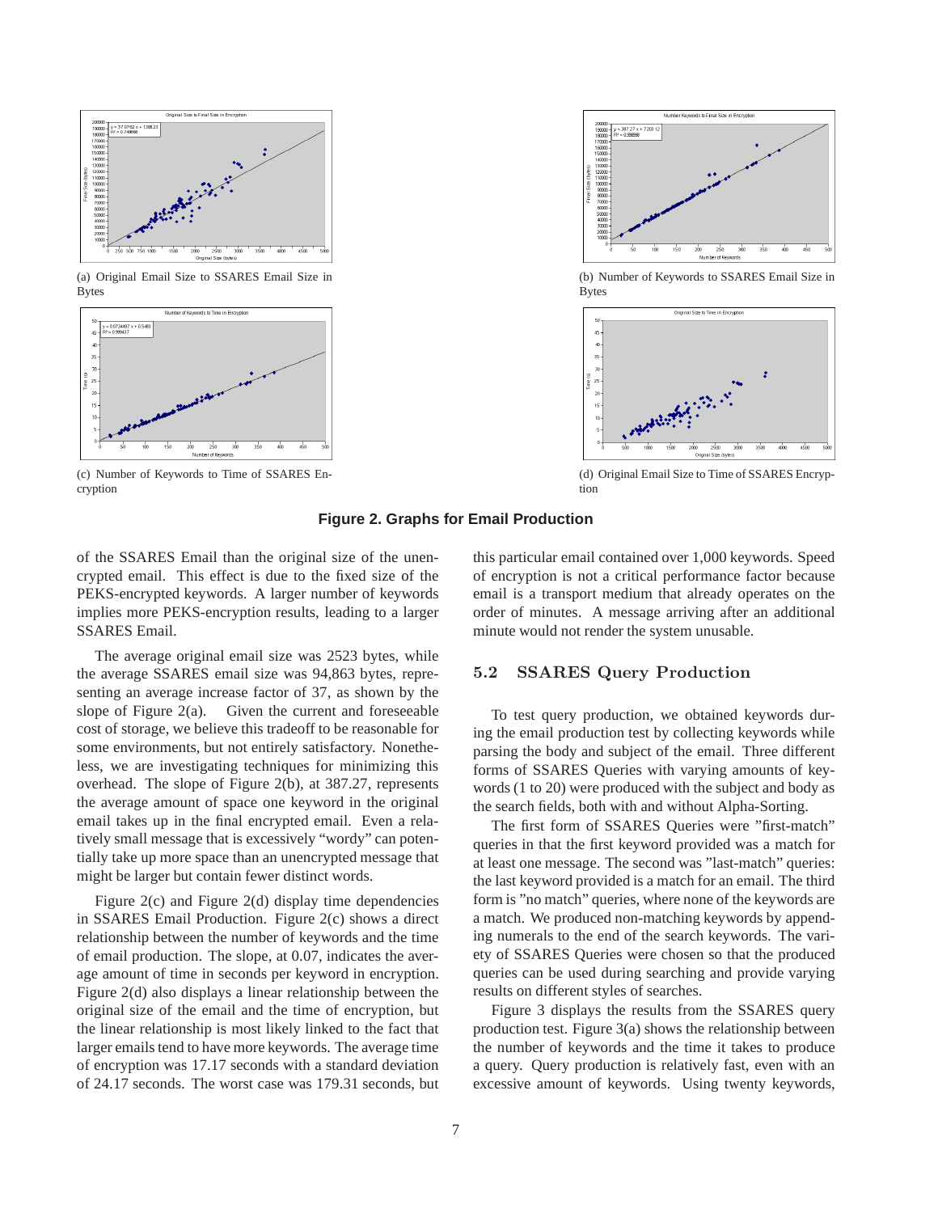(a) Original Email Size to SSARES Email Size in Bytes

(b) Number of Keywords to SSARES Email Size in Bytes

(c) Number of Keywords to Time of SSARES Encryption

(d) Original Email Size to Time of SSARES Encryption

**Figure 2. Graphs for Email Production**

of the SSARES Email than the original size of the unencrypted email. This effect is due to the fixed size of the PEKS-encrypted keywords. A larger number of keywords implies more PEKS-encryption results, leading to a larger SSARES Email.

The average original email size was 2523 bytes, while the average SSARES email size was 94,863 bytes, representing an average increase factor of 37, as shown by the slope of Figure 2(a). Given the current and foreseeable cost of storage, we believe this tradeoff to be reasonable for some environments, but not entirely satisfactory. Nonetheless, we are investigating techniques for minimizing this overhead. The slope of Figure 2(b), at 387.27, represents the average amount of space one keyword in the original email takes up in the final encrypted email. Even a relatively small message that is excessively "wordy" can potentially take up more space than an unencrypted message that might be larger but contain fewer distinct words.

Figure 2(c) and Figure 2(d) display time dependencies in SSARES Email Production. Figure 2(c) shows a direct relationship between the number of keywords and the time of email production. The slope, at 0.07, indicates the average amount of time in seconds per keyword in encryption. Figure 2(d) also displays a linear relationship between the original size of the email and the time of encryption, but the linear relationship is most likely linked to the fact that larger emails tend to have more keywords. The average time of encryption was 17.17 seconds with a standard deviation of 24.17 seconds. The worst case was 179.31 seconds, but this particular email contained over 1,000 keywords. Speed of encryption is not a critical performance factor because email is a transport medium that already operates on the order of minutes. A message arriving after an additional minute would not render the system unusable.

## 5.2 SSARES Query Production

To test query production, we obtained keywords during the email production test by collecting keywords while parsing the body and subject of the email. Three different forms of SSARES Queries with varying amounts of keywords (1 to 20) were produced with the subject and body as the search fields, both with and without Alpha-Sorting.

The first form of SSARES Queries were "first-match" queries in that the first keyword provided was a match for at least one message. The second was "last-match" queries: the last keyword provided is a match for an email. The third form is "no match" queries, where none of the keywords are a match. We produced non-matching keywords by appending numerals to the end of the search keywords. The variety of SSARES Queries were chosen so that the produced queries can be used during searching and provide varying results on different styles of searches.

Figure 3 displays the results from the SSARES query production test. Figure 3(a) shows the relationship between the number of keywords and the time it takes to produce a query. Query production is relatively fast, even with an excessive amount of keywords. Using twenty keywords,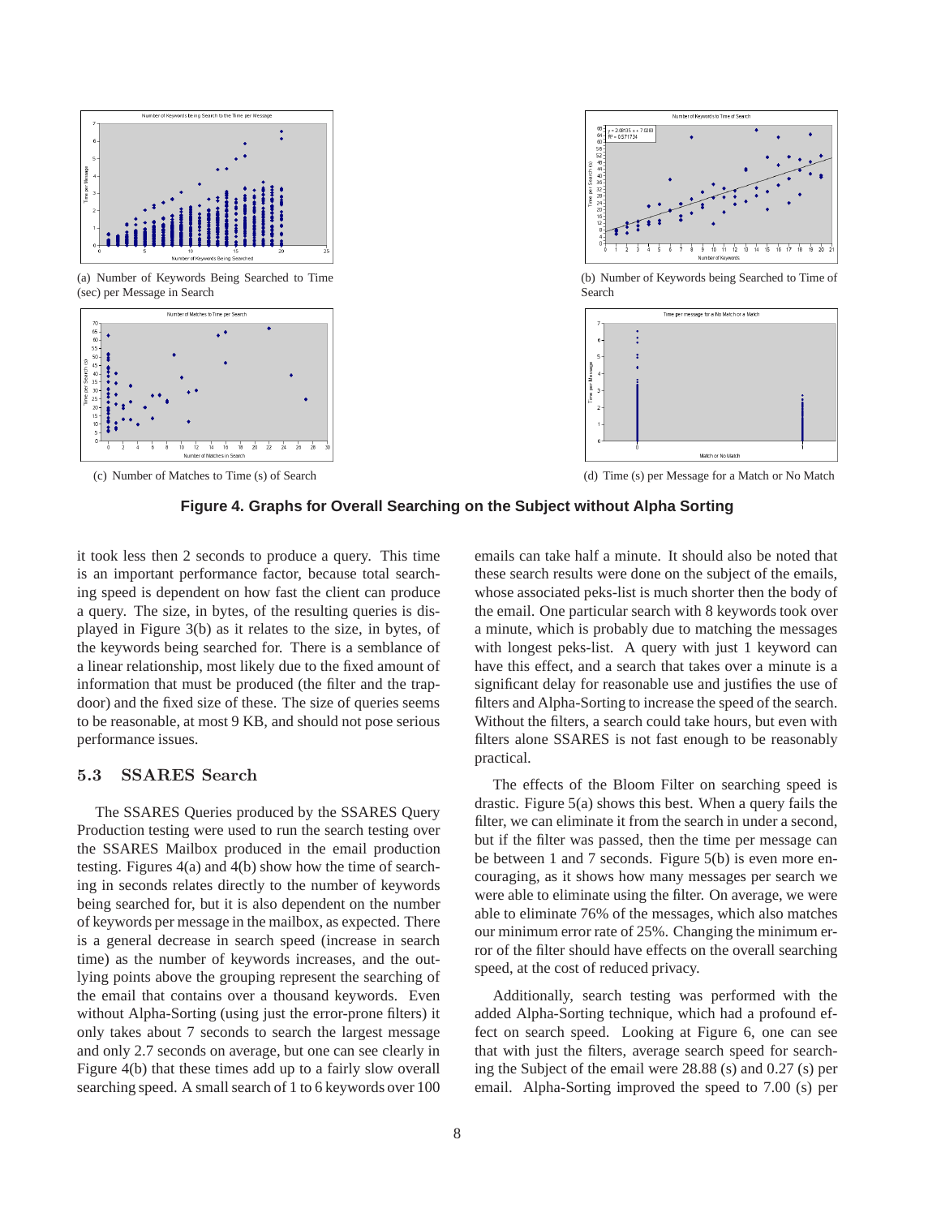(a) Number of Keywords Being Searched to Time (sec) per Message in Search

(b) Number of Keywords being Searched to Time of Search

(c) Number of Matches to Time (s) of Search

(d) Time (s) per Message for a Match or No Match

**Figure 4. Graphs for Overall Searching on the Subject without Alpha Sorting**

it took less then 2 seconds to produce a query. This time is an important performance factor, because total searching speed is dependent on how fast the client can produce a query. The size, in bytes, of the resulting queries is displayed in Figure 3(b) as it relates to the size, in bytes, of the keywords being searched for. There is a semblance of a linear relationship, most likely due to the fixed amount of information that must be produced (the filter and the trapdoor) and the fixed size of these. The size of queries seems to be reasonable, at most 9 KB, and should not pose serious performance issues.

### 5.3 SSARES Search

The SSARES Queries produced by the SSARES Query Production testing were used to run the search testing over the SSARES Mailbox produced in the email production testing. Figures 4(a) and 4(b) show how the time of searching in seconds relates directly to the number of keywords being searched for, but it is also dependent on the number of keywords per message in the mailbox, as expected. There is a general decrease in search speed (increase in search time) as the number of keywords increases, and the outlying points above the grouping represent the searching of the email that contains over a thousand keywords. Even without Alpha-Sorting (using just the error-prone filters) it only takes about 7 seconds to search the largest message and only 2.7 seconds on average, but one can see clearly in Figure 4(b) that these times add up to a fairly slow overall searching speed. A small search of 1 to 6 keywords over 100 emails can take half a minute. It should also be noted that these search results were done on the subject of the emails, whose associated peks-list is much shorter then the body of the email. One particular search with 8 keywords took over a minute, which is probably due to matching the messages with longest peks-list. A query with just 1 keyword can have this effect, and a search that takes over a minute is a significant delay for reasonable use and justifies the use of filters and Alpha-Sorting to increase the speed of the search. Without the filters, a search could take hours, but even with filters alone SSARES is not fast enough to be reasonably practical.

The effects of the Bloom Filter on searching speed is drastic. Figure 5(a) shows this best. When a query fails the filter, we can eliminate it from the search in under a second, but if the filter was passed, then the time per message can be between 1 and 7 seconds. Figure 5(b) is even more encouraging, as it shows how many messages per search we were able to eliminate using the filter. On average, we were able to eliminate 76% of the messages, which also matches our minimum error rate of 25%. Changing the minimum error of the filter should have effects on the overall searching speed, at the cost of reduced privacy.

Additionally, search testing was performed with the added Alpha-Sorting technique, which had a profound effect on search speed. Looking at Figure 6, one can see that with just the filters, average search speed for searching the Subject of the email were 28.88 (s) and 0.27 (s) per email. Alpha-Sorting improved the speed to 7.00 (s) per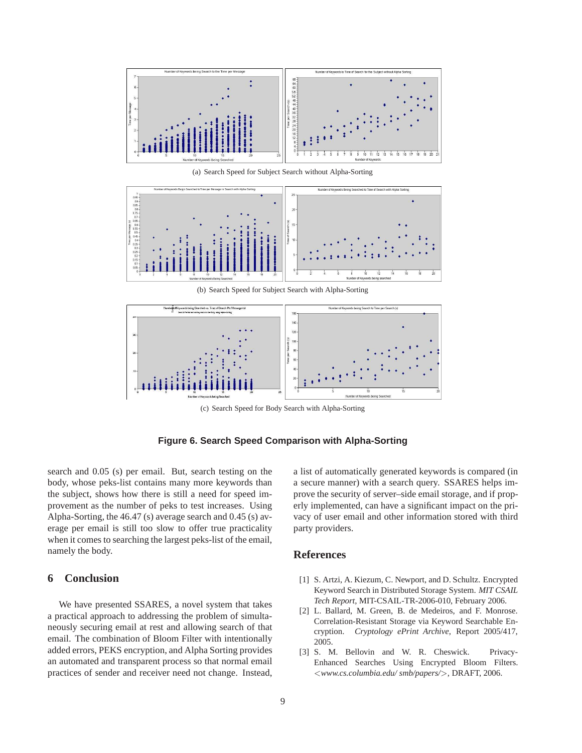(a) Search Speed for Subject Search without Alpha-Sorting

(b) Search Speed for Subject Search with Alpha-Sorting

(c) Search Speed for Body Search with Alpha-Sorting

**Figure 6. Search Speed Comparison with Alpha-Sorting**

search and 0.05 (s) per email. But, search testing on the body, whose peks-list contains many more keywords than the subject, shows how there is still a need for speed improvement as the number of peks to test increases. Using Alpha-Sorting, the 46.47 (s) average search and 0.45 (s) average per email is still too slow to offer true practicality when it comes to searching the largest peks-list of the email, namely the body.

## 6 Conclusion

We have presented SSARES, a novel system that takes a practical approach to addressing the problem of simultaneously securing email at rest and allowing search of that email. The combination of Bloom Filter with intentionally added errors, PEKS encryption, and Alpha Sorting provides an automated and transparent process so that normal email practices of sender and receiver need not change. Instead, a list of automatically generated keywords is compared (in a secure manner) with a search query. SSARES helps improve the security of server–side email storage, and if properly implemented, can have a significant impact on the privacy of user email and other information stored with third party providers.

## References

[1] S. Artzi, A. Kiezum, C. Newport, and D. Schultz. Encrypted Keyword Search in Distributed Storage System. *MIT CSAIL Tech Report*, MIT-CSAIL-TR-2006-010, February 2006.

[2] L. Ballard, M. Green, B. de Medeiros, and F. Monrose. Correlation-Resistant Storage via Keyword Searchable Encryption. *Cryptology ePrint Archive*, Report 2005/417, 2005.

[3] S. M. Bellovin and W. R. Cheswick. Privacy-Enhanced Searches Using Encrypted Bloom Filters. <*www.cs.columbia.edu/ smb/papers/*>, DRAFT, 2006.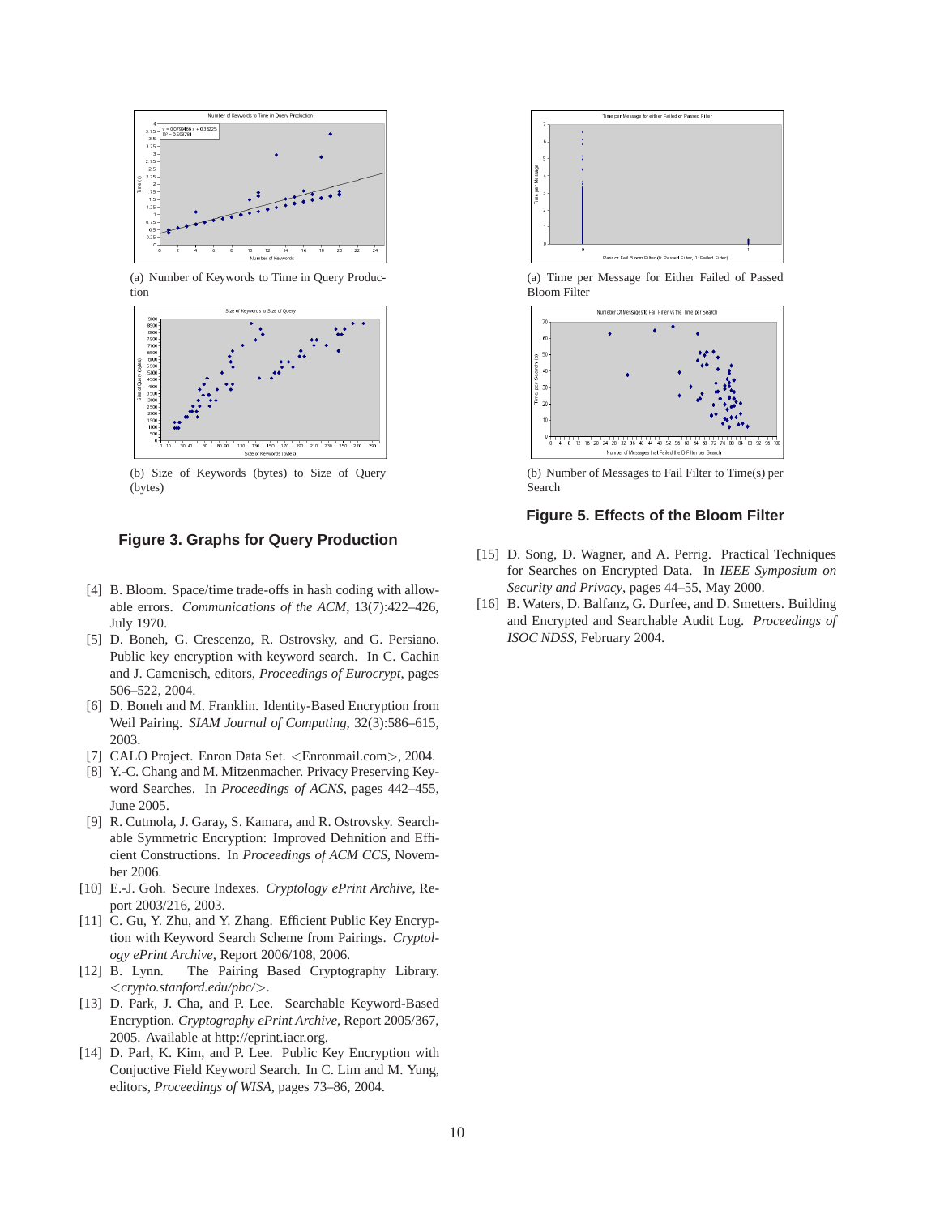Number of Keywords to Time in Query Production

y = 0.0799466x + 0.38225
R² = 0.598781

Time (s)

Number of Keywords

(a) Number of Keywords to Time in Query Production

Size of Keywords to Size of Query

Size of Query (bytes)

Size of Keywords (bytes)

(b) Size of Keywords (bytes) to Size of Query (bytes)

**Figure 3. Graphs for Query Production**

Time per Message for either Failed or Passed Filter

Time per Message

Pass or Fail Bloom Filter (0: Passed Filter, 1: Failed Filter)

(a) Time per Message for Either Failed of Passed Bloom Filter

Number Of Messages to Fail Filter vs the Time per Search

Time per Search (s)

Number of Messages that Failed the B-Filter per Search

(b) Number of Messages to Fail Filter to Time(s) per Search

**Figure 5. Effects of the Bloom Filter**

[4] B. Bloom. Space/time trade-offs in hash coding with allowable errors. *Communications of the ACM*, 13(7):422–426, July 1970.

[5] D. Boneh, G. Crescenzo, R. Ostrovsky, and G. Persiano. Public key encryption with keyword search. In C. Cachin and J. Camenisch, editors, *Proceedings of Eurocrypt*, pages 506–522, 2004.

[6] D. Boneh and M. Franklin. Identity-Based Encryption from Weil Pairing. *SIAM Journal of Computing*, 32(3):586–615, 2003.

[7] CALO Project. Enron Data Set. <Enronmail.com>, 2004.

[8] Y.-C. Chang and M. Mitzenmacher. Privacy Preserving Keyword Searches. In *Proceedings of ACNS*, pages 442–455, June 2005.

[9] R. Cutmola, J. Garay, S. Kamara, and R. Ostrovsky. Searchable Symmetric Encryption: Improved Definition and Efficient Constructions. In *Proceedings of ACM CCS*, November 2006.

[10] E.-J. Goh. Secure Indexes. *Cryptology ePrint Archive*, Report 2003/216, 2003.

[11] C. Gu, Y. Zhu, and Y. Zhang. Efficient Public Key Encryption with Keyword Search Scheme from Pairings. *Cryptology ePrint Archive*, Report 2006/108, 2006.

[12] B. Lynn. The Pairing Based Cryptography Library. <*crypto.stanford.edu/pbc/*>.

[13] D. Park, J. Cha, and P. Lee. Searchable Keyword-Based Encryption. *Cryptography ePrint Archive*, Report 2005/367, 2005. Available at http://eprint.iacr.org.

[14] D. Parl, K. Kim, and P. Lee. Public Key Encryption with Conjuctive Field Keyword Search. In C. Lim and M. Yung, editors, *Proceedings of WISA*, pages 73–86, 2004.

[15] D. Song, D. Wagner, and A. Perrig. Practical Techniques for Searches on Encrypted Data. In *IEEE Symposium on Security and Privacy*, pages 44–55, May 2000.

[16] B. Waters, D. Balfanz, G. Durfee, and D. Smetters. Building and Encrypted and Searchable Audit Log. *Proceedings of ISOC NDSS*, February 2004.